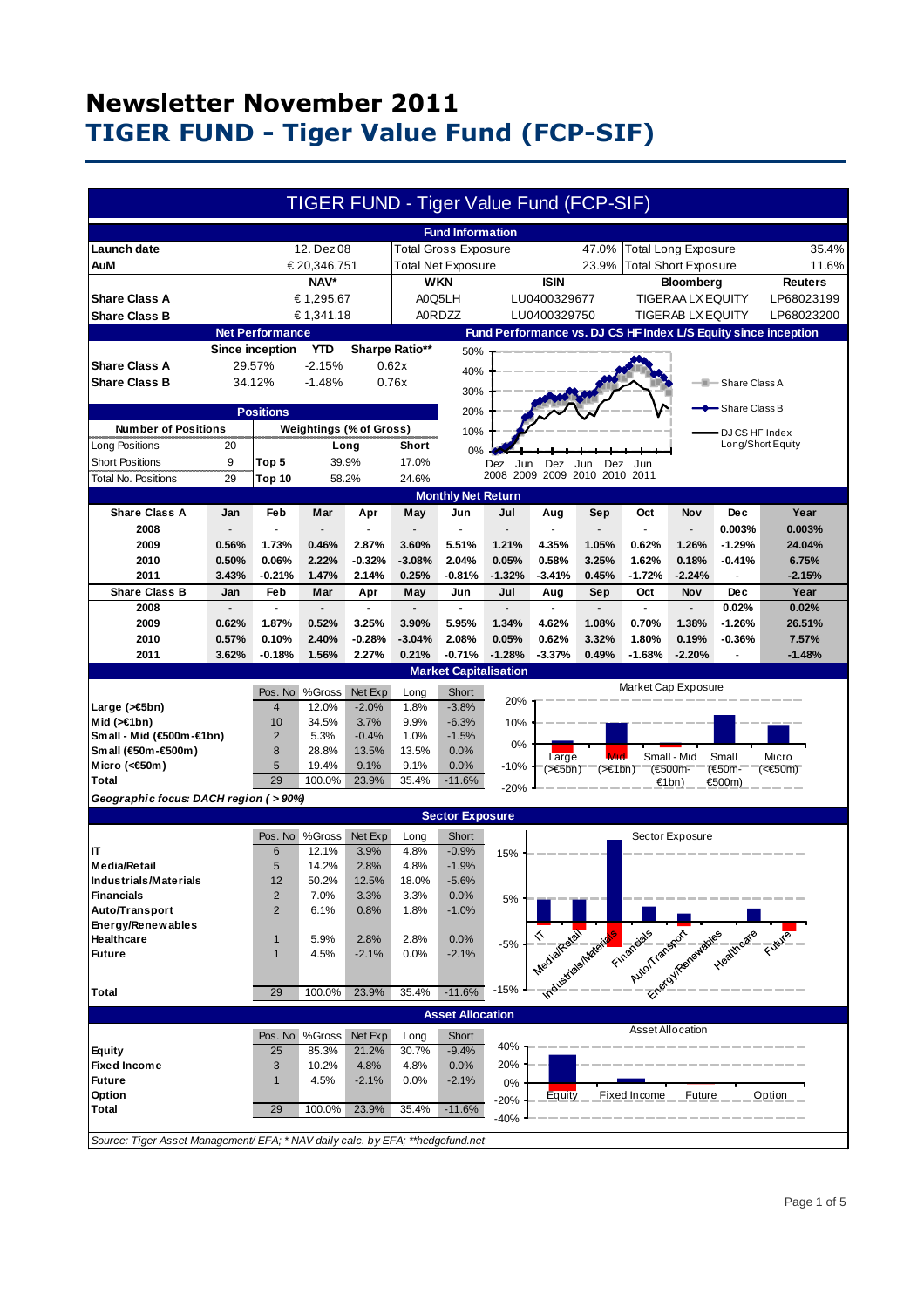# Newsletter November 2011

## TIGER FUND - Tiger Value Fund (FCP-SIF)

### TIGER FUND - Tiger Value Fund (FCP-SIF)

#### Fund Information

| | | | | | | |
|---|---|---|---|---|---|---|
| **Launch date** | 12. Dez 08 | Total Gross Exposure | 47.0% | Total Long Exposure | | 35.4% |
| **AuM** | € 20,346,751 | Total Net Exposure | 23.9% | Total Short Exposure | | 11.6% |
| | **NAV*** | **WKN** | **ISIN** | **Bloomberg** | | **Reuters** |
| **Share Class A** | € 1,295.67 | A0Q5LH | LU0400329677 | TIGERAA LX EQUITY | | LP68023199 |
| **Share Class B** | € 1,341.18 | A0RDZZ | LU0400329750 | TIGERAB LX EQUITY | | LP68023200 |

#### Net Performance

| | Since inception | YTD | Sharpe Ratio** |
|---|---|---|---|
| **Share Class A** | 29.57% | -2.15% | 0.62x |
| **Share Class B** | 34.12% | -1.48% | 0.76x |

#### Positions

| Number of Positions | | Weightings (% of Gross) | Long | Short |
|---|---|---|---|---|
| Long Positions | 20 | | | |
| Short Positions | 9 | Top 5 | 39.9% | 17.0% |
| Total No. Positions | 29 | Top 10 | 58.2% | 24.6% |

#### Fund Performance vs. DJ CS HF Index L/S Equity since inception

50%
40%
30%
20%
10%
0%
Dez 2008 Jun 2009 Dez 2009 Jun 2010 Dez 2010 Jun 2011
Share Class A
Share Class B
DJ CS HF Index Long/Short Equity

#### Monthly Net Return

| Share Class A | Jan | Feb | Mar | Apr | May | Jun | Jul | Aug | Sep | Oct | Nov | Dec | Year |
|---|---|---|---|---|---|---|---|---|---|---|---|---|---|
| 2008 | - | - | - | - | - | - | - | - | - | - | - | 0.003% | 0.003% |
| 2009 | 0.56% | 1.73% | 0.46% | 2.87% | 3.60% | 5.51% | 1.21% | 4.35% | 1.05% | 0.62% | 1.26% | -1.29% | 24.04% |
| 2010 | 0.50% | 0.06% | 2.22% | -0.32% | -3.08% | 2.04% | 0.05% | 0.58% | 3.25% | 1.62% | 0.18% | -0.41% | 6.75% |
| 2011 | 3.43% | -0.21% | 1.47% | 2.14% | 0.25% | -0.81% | -1.32% | -3.41% | 0.45% | -1.72% | -2.24% | - | -2.15% |
| **Share Class B** | **Jan** | **Feb** | **Mar** | **Apr** | **May** | **Jun** | **Jul** | **Aug** | **Sep** | **Oct** | **Nov** | **Dec** | **Year** |
| 2008 | - | - | - | - | - | - | - | - | - | - | - | 0.02% | 0.02% |
| 2009 | 0.62% | 1.87% | 0.52% | 3.25% | 3.90% | 5.95% | 1.34% | 4.62% | 1.08% | 0.70% | 1.38% | -1.26% | 26.51% |
| 2010 | 0.57% | 0.10% | 2.40% | -0.28% | -3.04% | 2.08% | 0.05% | 0.62% | 3.32% | 1.80% | 0.19% | -0.36% | 7.57% |
| 2011 | 3.62% | -0.18% | 1.56% | 2.27% | 0.21% | -0.71% | -1.28% | -3.37% | 0.49% | -1.68% | -2.20% | - | -1.48% |

#### Market Capitalisation

| | Pos. No | %Gross | Net Exp | Long | Short |
|---|---|---|---|---|---|
| **Large (>€5bn)** | 4 | 12.0% | -2.0% | 1.8% | -3.8% |
| **Mid (>€1bn)** | 10 | 34.5% | 3.7% | 9.9% | -6.3% |
| **Small - Mid (€500m-€1bn)** | 2 | 5.3% | -0.4% | 1.0% | -1.5% |
| **Small (€50m-€500m)** | 8 | 28.8% | 13.5% | 13.5% | 0.0% |
| **Micro (<€50m)** | 5 | 19.4% | 9.1% | 9.1% | 0.0% |
| **Total** | 29 | 100.0% | 23.9% | 35.4% | -11.6% |

*Geographic focus: DACH region ( > 90%)*

Market Cap Exposure
20%
10%
0%
-10%
-20%
Large (>€5bn)
Mid (>€1bn)
Small - Mid (€500m-€1bn)
Small (€50m-€500m)
Micro (<€50m)

#### Sector Exposure

| | Pos. No | %Gross | Net Exp | Long | Short |
|---|---|---|---|---|---|
| **IT** | 6 | 12.1% | 3.9% | 4.8% | -0.9% |
| **Media/Retail** | 5 | 14.2% | 2.8% | 4.8% | -1.9% |
| **Industrials/Materials** | 12 | 50.2% | 12.5% | 18.0% | -5.6% |
| **Financials** | 2 | 7.0% | 3.3% | 3.3% | 0.0% |
| **Auto/Transport** | 2 | 6.1% | 0.8% | 1.8% | -1.0% |
| **Energy/Renewables** | | | | | |
| **Healthcare** | 1 | 5.9% | 2.8% | 2.8% | 0.0% |
| **Future** | 1 | 4.5% | -2.1% | 0.0% | -2.1% |
| **Total** | 29 | 100.0% | 23.9% | 35.4% | -11.6% |

Sector Exposure
15%
5%
-5%
-15%
IT
Media/Retail
Industrials/Materials
Financials
Auto/Transport
Energy/Renewables
Healthcare
Future

#### Asset Allocation

| | Pos. No | %Gross | Net Exp | Long | Short |
|---|---|---|---|---|---|
| **Equity** | 25 | 85.3% | 21.2% | 30.7% | -9.4% |
| **Fixed Income** | 3 | 10.2% | 4.8% | 4.8% | 0.0% |
| **Future** | 1 | 4.5% | -2.1% | 0.0% | -2.1% |
| **Option** | | | | | |
| **Total** | 29 | 100.0% | 23.9% | 35.4% | -11.6% |

Asset Allocation
40%
20%
0%
-20%
-40%
Equity
Fixed Income
Future
Option

*Source: Tiger Asset Management/ EFA; * NAV daily calc. by EFA; **hedgefund.net*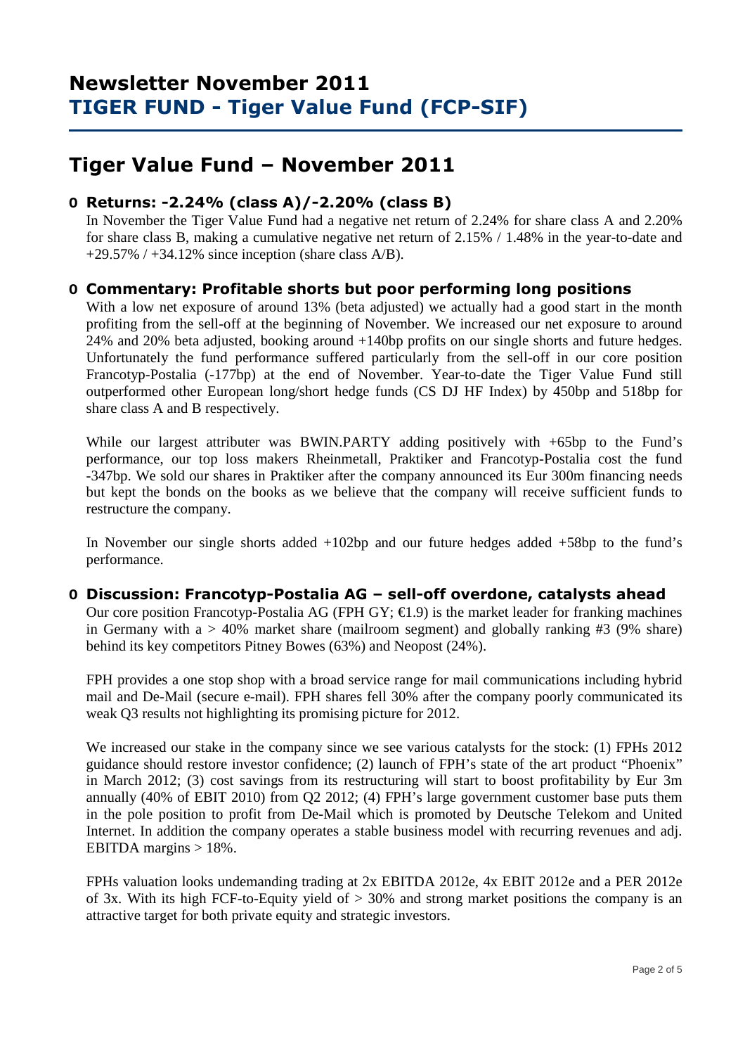# Newsletter November 2011
# TIGER FUND - Tiger Value Fund (FCP-SIF)

## Tiger Value Fund – November 2011

### Returns: -2.24% (class A)/-2.20% (class B)

In November the Tiger Value Fund had a negative net return of 2.24% for share class A and 2.20% for share class B, making a cumulative negative net return of 2.15% / 1.48% in the year-to-date and +29.57% / +34.12% since inception (share class A/B).

### Commentary: Profitable shorts but poor performing long positions

With a low net exposure of around 13% (beta adjusted) we actually had a good start in the month profiting from the sell-off at the beginning of November. We increased our net exposure to around 24% and 20% beta adjusted, booking around +140bp profits on our single shorts and future hedges. Unfortunately the fund performance suffered particularly from the sell-off in our core position Francotyp-Postalia (-177bp) at the end of November. Year-to-date the Tiger Value Fund still outperformed other European long/short hedge funds (CS DJ HF Index) by 450bp and 518bp for share class A and B respectively.

While our largest attributer was BWIN.PARTY adding positively with +65bp to the Fund's performance, our top loss makers Rheinmetall, Praktiker and Francotyp-Postalia cost the fund -347bp. We sold our shares in Praktiker after the company announced its Eur 300m financing needs but kept the bonds on the books as we believe that the company will receive sufficient funds to restructure the company.

In November our single shorts added +102bp and our future hedges added +58bp to the fund's performance.

### Discussion: Francotyp-Postalia AG – sell-off overdone, catalysts ahead

Our core position Francotyp-Postalia AG (FPH GY; €1.9) is the market leader for franking machines in Germany with a > 40% market share (mailroom segment) and globally ranking #3 (9% share) behind its key competitors Pitney Bowes (63%) and Neopost (24%).

FPH provides a one stop shop with a broad service range for mail communications including hybrid mail and De-Mail (secure e-mail). FPH shares fell 30% after the company poorly communicated its weak Q3 results not highlighting its promising picture for 2012.

We increased our stake in the company since we see various catalysts for the stock: (1) FPHs 2012 guidance should restore investor confidence; (2) launch of FPH's state of the art product "Phoenix" in March 2012; (3) cost savings from its restructuring will start to boost profitability by Eur 3m annually (40% of EBIT 2010) from Q2 2012; (4) FPH's large government customer base puts them in the pole position to profit from De-Mail which is promoted by Deutsche Telekom and United Internet. In addition the company operates a stable business model with recurring revenues and adj. EBITDA margins > 18%.

FPHs valuation looks undemanding trading at 2x EBITDA 2012e, 4x EBIT 2012e and a PER 2012e of 3x. With its high FCF-to-Equity yield of > 30% and strong market positions the company is an attractive target for both private equity and strategic investors.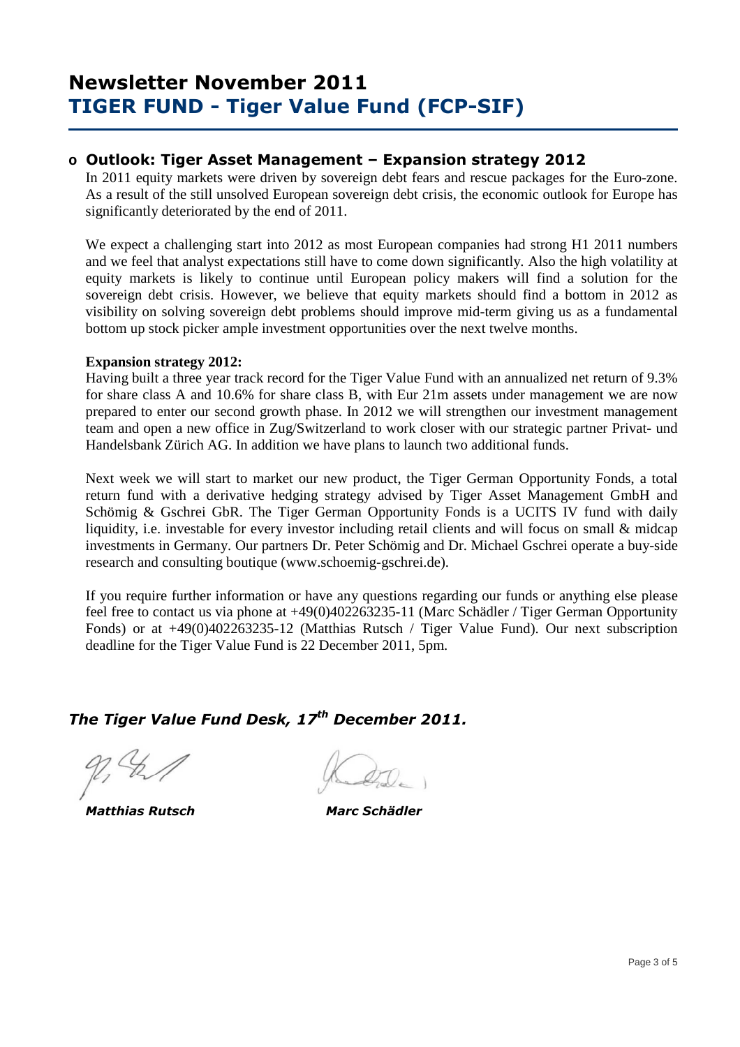# Newsletter November 2011
# TIGER FUND - Tiger Value Fund (FCP-SIF)

## Outlook: Tiger Asset Management – Expansion strategy 2012

In 2011 equity markets were driven by sovereign debt fears and rescue packages for the Euro-zone. As a result of the still unsolved European sovereign debt crisis, the economic outlook for Europe has significantly deteriorated by the end of 2011.

We expect a challenging start into 2012 as most European companies had strong H1 2011 numbers and we feel that analyst expectations still have to come down significantly. Also the high volatility at equity markets is likely to continue until European policy makers will find a solution for the sovereign debt crisis. However, we believe that equity markets should find a bottom in 2012 as visibility on solving sovereign debt problems should improve mid-term giving us as a fundamental bottom up stock picker ample investment opportunities over the next twelve months.

**Expansion strategy 2012:**

Having built a three year track record for the Tiger Value Fund with an annualized net return of 9.3% for share class A and 10.6% for share class B, with Eur 21m assets under management we are now prepared to enter our second growth phase. In 2012 we will strengthen our investment management team and open a new office in Zug/Switzerland to work closer with our strategic partner Privat- und Handelsbank Zürich AG. In addition we have plans to launch two additional funds.

Next week we will start to market our new product, the Tiger German Opportunity Fonds, a total return fund with a derivative hedging strategy advised by Tiger Asset Management GmbH and Schömig & Gschrei GbR. The Tiger German Opportunity Fonds is a UCITS IV fund with daily liquidity, i.e. investable for every investor including retail clients and will focus on small & midcap investments in Germany. Our partners Dr. Peter Schömig and Dr. Michael Gschrei operate a buy-side research and consulting boutique (www.schoemig-gschrei.de).

If you require further information or have any questions regarding our funds or anything else please feel free to contact us via phone at +49(0)402263235-11 (Marc Schädler / Tiger German Opportunity Fonds) or at +49(0)402263235-12 (Matthias Rutsch / Tiger Value Fund). Our next subscription deadline for the Tiger Value Fund is 22 December 2011, 5pm.

***The Tiger Value Fund Desk, 17th December 2011.***

*Matthias Rutsch* *Marc Schädler*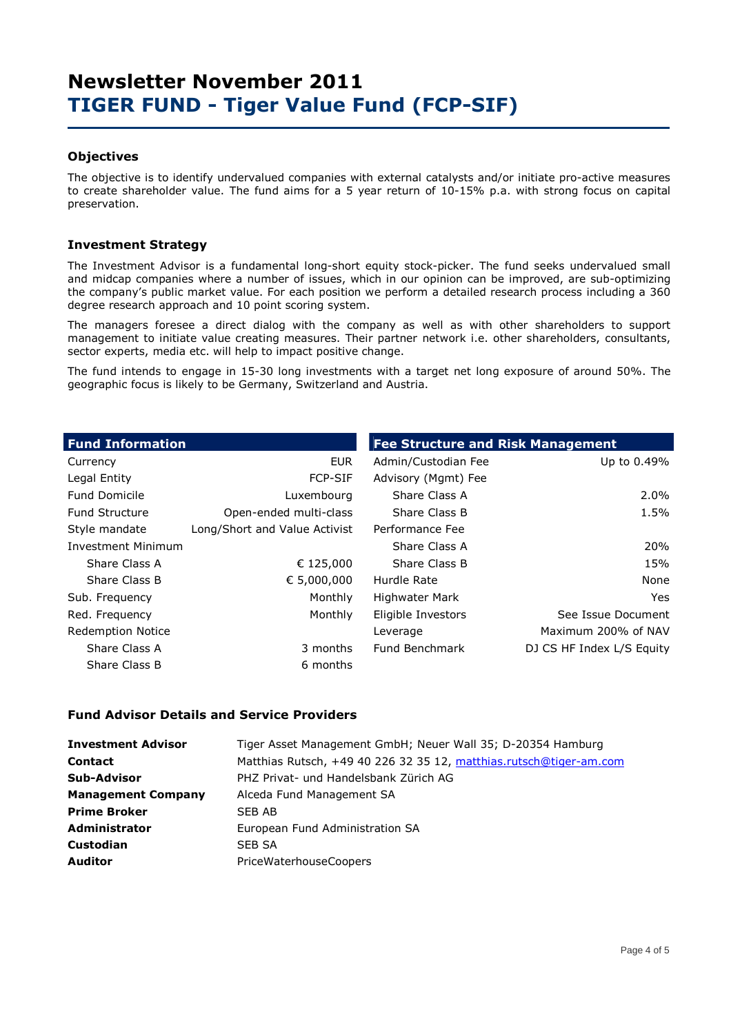# Newsletter November 2011

# TIGER FUND - Tiger Value Fund (FCP-SIF)

### Objectives

The objective is to identify undervalued companies with external catalysts and/or initiate pro-active measures to create shareholder value. The fund aims for a 5 year return of 10-15% p.a. with strong focus on capital preservation.

### Investment Strategy

The Investment Advisor is a fundamental long-short equity stock-picker. The fund seeks undervalued small and midcap companies where a number of issues, which in our opinion can be improved, are sub-optimizing the company's public market value. For each position we perform a detailed research process including a 360 degree research approach and 10 point scoring system.

The managers foresee a direct dialog with the company as well as with other shareholders to support management to initiate value creating measures. Their partner network i.e. other shareholders, consultants, sector experts, media etc. will help to impact positive change.

The fund intends to engage in 15-30 long investments with a target net long exposure of around 50%. The geographic focus is likely to be Germany, Switzerland and Austria.

| Fund Information | |
|---|---|
| Currency | EUR |
| Legal Entity | FCP-SIF |
| Fund Domicile | Luxembourg |
| Fund Structure | Open-ended multi-class |
| Style mandate | Long/Short and Value Activist |
| Investment Minimum | |
| Share Class A | € 125,000 |
| Share Class B | € 5,000,000 |
| Sub. Frequency | Monthly |
| Red. Frequency | Monthly |
| Redemption Notice | |
| Share Class A | 3 months |
| Share Class B | 6 months |

| Fee Structure and Risk Management | |
|---|---|
| Admin/Custodian Fee | Up to 0.49% |
| Advisory (Mgmt) Fee | |
| Share Class A | 2.0% |
| Share Class B | 1.5% |
| Performance Fee | |
| Share Class A | 20% |
| Share Class B | 15% |
| Hurdle Rate | None |
| Highwater Mark | Yes |
| Eligible Investors | See Issue Document |
| Leverage | Maximum 200% of NAV |
| Fund Benchmark | DJ CS HF Index L/S Equity |

### Fund Advisor Details and Service Providers

| | |
|---|---|
| **Investment Advisor** | Tiger Asset Management GmbH; Neuer Wall 35; D-20354 Hamburg |
| **Contact** | Matthias Rutsch, +49 40 226 32 35 12, matthias.rutsch@tiger-am.com |
| **Sub-Advisor** | PHZ Privat- und Handelsbank Zürich AG |
| **Management Company** | Alceda Fund Management SA |
| **Prime Broker** | SEB AB |
| **Administrator** | European Fund Administration SA |
| **Custodian** | SEB SA |
| **Auditor** | PriceWaterhouseCoopers |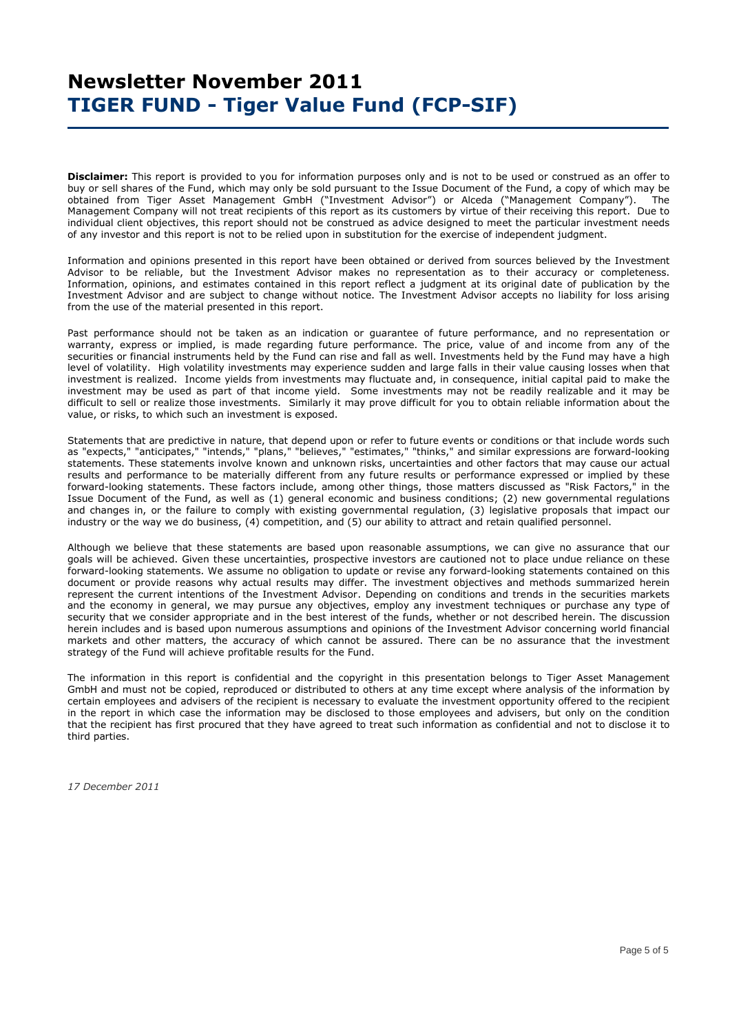# Newsletter November 2011
# TIGER FUND - Tiger Value Fund (FCP-SIF)

**Disclaimer:** This report is provided to you for information purposes only and is not to be used or construed as an offer to buy or sell shares of the Fund, which may only be sold pursuant to the Issue Document of the Fund, a copy of which may be obtained from Tiger Asset Management GmbH ("Investment Advisor") or Alceda ("Management Company"). The Management Company will not treat recipients of this report as its customers by virtue of their receiving this report. Due to individual client objectives, this report should not be construed as advice designed to meet the particular investment needs of any investor and this report is not to be relied upon in substitution for the exercise of independent judgment.

Information and opinions presented in this report have been obtained or derived from sources believed by the Investment Advisor to be reliable, but the Investment Advisor makes no representation as to their accuracy or completeness. Information, opinions, and estimates contained in this report reflect a judgment at its original date of publication by the Investment Advisor and are subject to change without notice. The Investment Advisor accepts no liability for loss arising from the use of the material presented in this report.

Past performance should not be taken as an indication or guarantee of future performance, and no representation or warranty, express or implied, is made regarding future performance. The price, value of and income from any of the securities or financial instruments held by the Fund can rise and fall as well. Investments held by the Fund may have a high level of volatility. High volatility investments may experience sudden and large falls in their value causing losses when that investment is realized. Income yields from investments may fluctuate and, in consequence, initial capital paid to make the investment may be used as part of that income yield. Some investments may not be readily realizable and it may be difficult to sell or realize those investments. Similarly it may prove difficult for you to obtain reliable information about the value, or risks, to which such an investment is exposed.

Statements that are predictive in nature, that depend upon or refer to future events or conditions or that include words such as "expects," "anticipates," "intends," "plans," "believes," "estimates," "thinks," and similar expressions are forward-looking statements. These statements involve known and unknown risks, uncertainties and other factors that may cause our actual results and performance to be materially different from any future results or performance expressed or implied by these forward-looking statements. These factors include, among other things, those matters discussed as "Risk Factors," in the Issue Document of the Fund, as well as (1) general economic and business conditions; (2) new governmental regulations and changes in, or the failure to comply with existing governmental regulation, (3) legislative proposals that impact our industry or the way we do business, (4) competition, and (5) our ability to attract and retain qualified personnel.

Although we believe that these statements are based upon reasonable assumptions, we can give no assurance that our goals will be achieved. Given these uncertainties, prospective investors are cautioned not to place undue reliance on these forward-looking statements. We assume no obligation to update or revise any forward-looking statements contained on this document or provide reasons why actual results may differ. The investment objectives and methods summarized herein represent the current intentions of the Investment Advisor. Depending on conditions and trends in the securities markets and the economy in general, we may pursue any objectives, employ any investment techniques or purchase any type of security that we consider appropriate and in the best interest of the funds, whether or not described herein. The discussion herein includes and is based upon numerous assumptions and opinions of the Investment Advisor concerning world financial markets and other matters, the accuracy of which cannot be assured. There can be no assurance that the investment strategy of the Fund will achieve profitable results for the Fund.

The information in this report is confidential and the copyright in this presentation belongs to Tiger Asset Management GmbH and must not be copied, reproduced or distributed to others at any time except where analysis of the information by certain employees and advisers of the recipient is necessary to evaluate the investment opportunity offered to the recipient in the report in which case the information may be disclosed to those employees and advisers, but only on the condition that the recipient has first procured that they have agreed to treat such information as confidential and not to disclose it to third parties.

*17 December 2011*